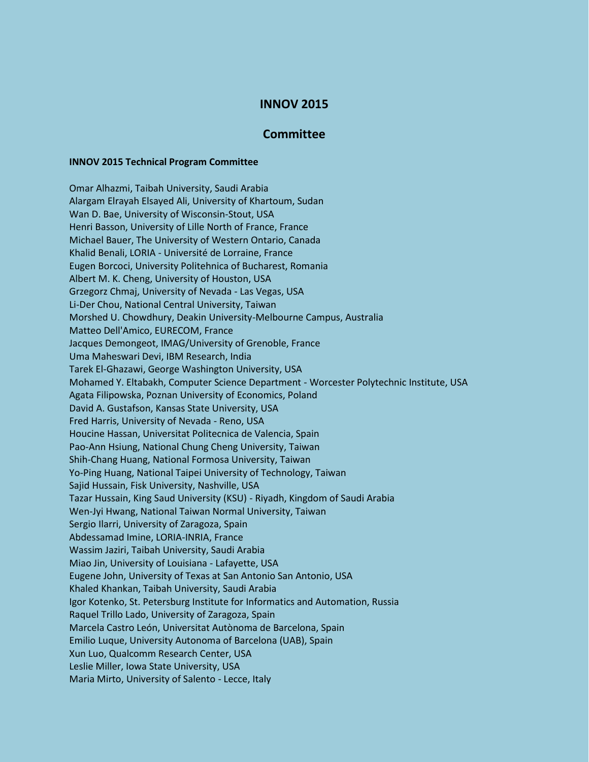# INNOV 2015

## Committee

**INNOV 2015 Technical Program Committee**

Omar Alhazmi, Taibah University, Saudi Arabia
Alargam Elrayah Elsayed Ali, University of Khartoum, Sudan
Wan D. Bae, University of Wisconsin-Stout, USA
Henri Basson, University of Lille North of France, France
Michael Bauer, The University of Western Ontario, Canada
Khalid Benali, LORIA - Université de Lorraine, France
Eugen Borcoci, University Politehnica of Bucharest, Romania
Albert M. K. Cheng, University of Houston, USA
Grzegorz Chmaj, University of Nevada - Las Vegas, USA
Li-Der Chou, National Central University, Taiwan
Morshed U. Chowdhury, Deakin University-Melbourne Campus, Australia
Matteo Dell'Amico, EURECOM, France
Jacques Demongeot, IMAG/University of Grenoble, France
Uma Maheswari Devi, IBM Research, India
Tarek El-Ghazawi, George Washington University, USA
Mohamed Y. Eltabakh, Computer Science Department - Worcester Polytechnic Institute, USA
Agata Filipowska, Poznan University of Economics, Poland
David A. Gustafson, Kansas State University, USA
Fred Harris, University of Nevada - Reno, USA
Houcine Hassan, Universitat Politecnica de Valencia, Spain
Pao-Ann Hsiung, National Chung Cheng University, Taiwan
Shih-Chang Huang, National Formosa University, Taiwan
Yo-Ping Huang, National Taipei University of Technology, Taiwan
Sajid Hussain, Fisk University, Nashville, USA
Tazar Hussain, King Saud University (KSU) - Riyadh, Kingdom of Saudi Arabia
Wen-Jyi Hwang, National Taiwan Normal University, Taiwan
Sergio Ilarri, University of Zaragoza, Spain
Abdessamad Imine, LORIA-INRIA, France
Wassim Jaziri, Taibah University, Saudi Arabia
Miao Jin, University of Louisiana - Lafayette, USA
Eugene John, University of Texas at San Antonio San Antonio, USA
Khaled Khankan, Taibah University, Saudi Arabia
Igor Kotenko, St. Petersburg Institute for Informatics and Automation, Russia
Raquel Trillo Lado, University of Zaragoza, Spain
Marcela Castro León, Universitat Autònoma de Barcelona, Spain
Emilio Luque, University Autonoma of Barcelona (UAB), Spain
Xun Luo, Qualcomm Research Center, USA
Leslie Miller, Iowa State University, USA
Maria Mirto, University of Salento - Lecce, Italy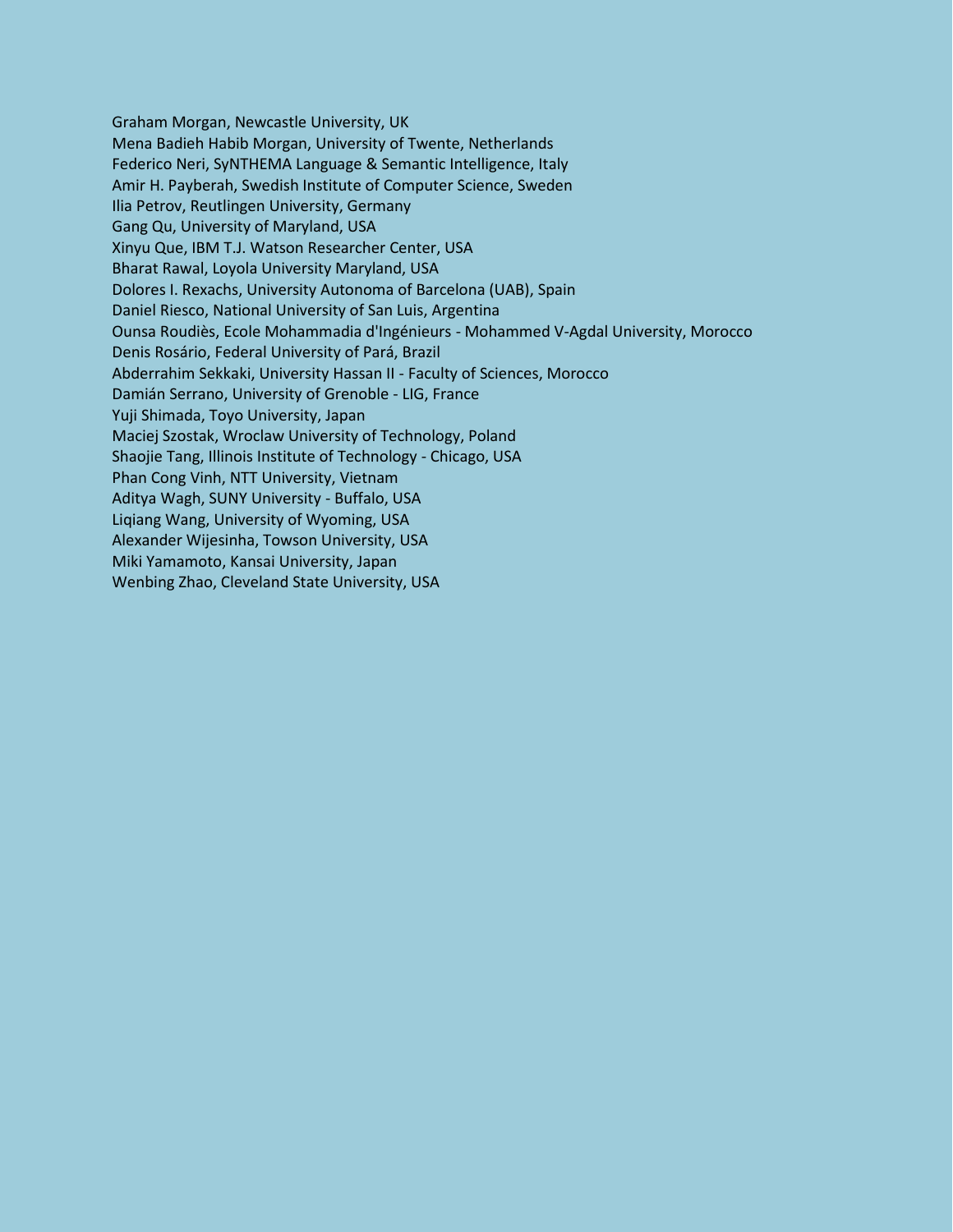Graham Morgan, Newcastle University, UK
Mena Badieh Habib Morgan, University of Twente, Netherlands
Federico Neri, SyNTHEMA Language & Semantic Intelligence, Italy
Amir H. Payberah, Swedish Institute of Computer Science, Sweden
Ilia Petrov, Reutlingen University, Germany
Gang Qu, University of Maryland, USA
Xinyu Que, IBM T.J. Watson Researcher Center, USA
Bharat Rawal, Loyola University Maryland, USA
Dolores I. Rexachs, University Autonoma of Barcelona (UAB), Spain
Daniel Riesco, National University of San Luis, Argentina
Ounsa Roudiès, Ecole Mohammadia d'Ingénieurs - Mohammed V-Agdal University, Morocco
Denis Rosário, Federal University of Pará, Brazil
Abderrahim Sekkaki, University Hassan II - Faculty of Sciences, Morocco
Damián Serrano, University of Grenoble - LIG, France
Yuji Shimada, Toyo University, Japan
Maciej Szostak, Wroclaw University of Technology, Poland
Shaojie Tang, Illinois Institute of Technology - Chicago, USA
Phan Cong Vinh, NTT University, Vietnam
Aditya Wagh, SUNY University - Buffalo, USA
Liqiang Wang, University of Wyoming, USA
Alexander Wijesinha, Towson University, USA
Miki Yamamoto, Kansai University, Japan
Wenbing Zhao, Cleveland State University, USA